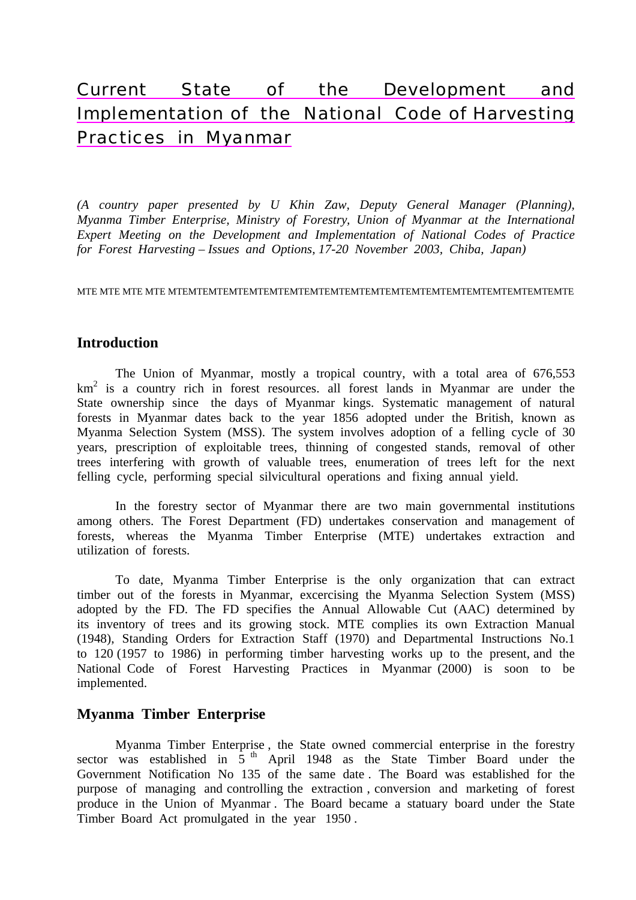# Current State of the Development and Implementation of the National Code of Harvesting Practices in Myanmar

*(A country paper presented by U Khin Zaw, Deputy General Manager (Planning), Myanma Timber Enterprise, Ministry of Forestry, Union of Myanmar at the International Expert Meeting on the Development and Implementation of National Codes of Practice for Forest Harvesting – Issues and Options, 17-20 November 2003, Chiba, Japan)*

MTE MTE MTE MTE MTEMTEMTEMTEMTEMTEMTEMTEMTEMTEMTEMTEMTEMTEMTEMTEMTEMTEMTEMTEMTE

## Introduction

The Union of Myanmar, mostly a tropical country, with a total area of 676,553 $km^2$ is a country rich in forest resources. all forest lands in Myanmar are under the State ownership since the days of Myanmar kings. Systematic management of natural forests in Myanmar dates back to the year 1856 adopted under the British, known as Myanma Selection System (MSS). The system involves adoption of a felling cycle of 30 years, prescription of exploitable trees, thinning of congested stands, removal of other trees interfering with growth of valuable trees, enumeration of trees left for the next felling cycle, performing special silvicultural operations and fixing annual yield.

In the forestry sector of Myanmar there are two main governmental institutions among others. The Forest Department (FD) undertakes conservation and management of forests, whereas the Myanma Timber Enterprise (MTE) undertakes extraction and utilization of forests.

To date, Myanma Timber Enterprise is the only organization that can extract timber out of the forests in Myanmar, excercising the Myanma Selection System (MSS) adopted by the FD. The FD specifies the Annual Allowable Cut (AAC) determined by its inventory of trees and its growing stock. MTE complies its own Extraction Manual (1948), Standing Orders for Extraction Staff (1970) and Departmental Instructions No.1 to 120 (1957 to 1986) in performing timber harvesting works up to the present, and the National Code of Forest Harvesting Practices in Myanmar (2000) is soon to be implemented.

## Myanma Timber Enterprise

Myanma Timber Enterprise , the State owned commercial enterprise in the forestry sector was established in 5[th] April 1948 as the State Timber Board under the Government Notification No 135 of the same date . The Board was established for the purpose of managing and controlling the extraction , conversion and marketing of forest produce in the Union of Myanmar . The Board became a statuary board under the State Timber Board Act promulgated in the year 1950 .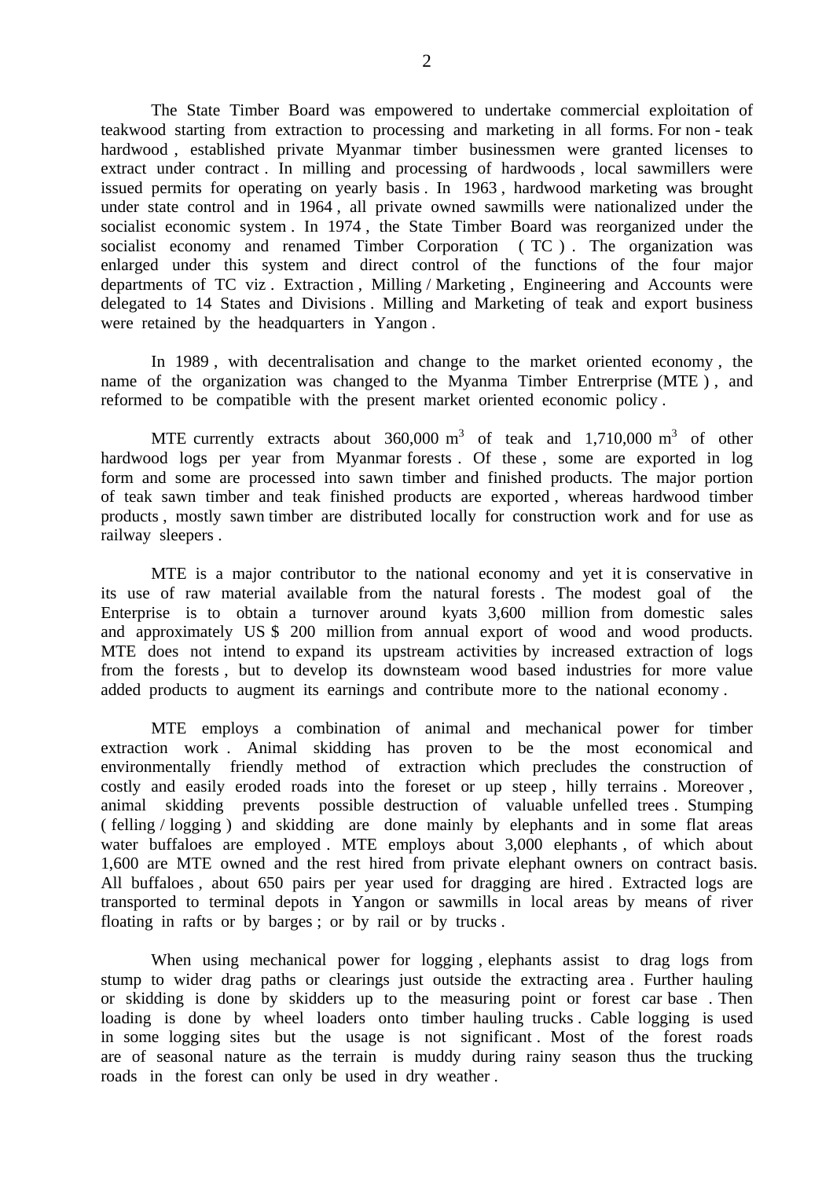The State Timber Board was empowered to undertake commercial exploitation of teakwood starting from extraction to processing and marketing in all forms. For non - teak hardwood , established private Myanmar timber businessmen were granted licenses to extract under contract . In milling and processing of hardwoods , local sawmillers were issued permits for operating on yearly basis . In 1963 , hardwood marketing was brought under state control and in 1964 , all private owned sawmills were nationalized under the socialist economic system . In 1974 , the State Timber Board was reorganized under the socialist economy and renamed Timber Corporation ( TC ) . The organization was enlarged under this system and direct control of the functions of the four major departments of TC viz . Extraction , Milling / Marketing , Engineering and Accounts were delegated to 14 States and Divisions . Milling and Marketing of teak and export business were retained by the headquarters in Yangon .

In 1989 , with decentralisation and change to the market oriented economy , the name of the organization was changed to the Myanma Timber Entrerprise (MTE ) , and reformed to be compatible with the present market oriented economic policy .

MTE currently extracts about 360,000 $m^3$ of teak and 1,710,000 $m^3$ of other hardwood logs per year from Myanmar forests . Of these , some are exported in log form and some are processed into sawn timber and finished products. The major portion of teak sawn timber and teak finished products are exported , whereas hardwood timber products , mostly sawn timber are distributed locally for construction work and for use as railway sleepers .

MTE is a major contributor to the national economy and yet it is conservative in its use of raw material available from the natural forests . The modest goal of the Enterprise is to obtain a turnover around kyats 3,600 million from domestic sales and approximately US $ 200 million from annual export of wood and wood products. MTE does not intend to expand its upstream activities by increased extraction of logs from the forests , but to develop its downsteam wood based industries for more value added products to augment its earnings and contribute more to the national economy .

MTE employs a combination of animal and mechanical power for timber extraction work . Animal skidding has proven to be the most economical and environmentally friendly method of extraction which precludes the construction of costly and easily eroded roads into the foreset or up steep , hilly terrains . Moreover , animal skidding prevents possible destruction of valuable unfelled trees . Stumping ( felling / logging ) and skidding are done mainly by elephants and in some flat areas water buffaloes are employed . MTE employs about 3,000 elephants , of which about 1,600 are MTE owned and the rest hired from private elephant owners on contract basis. All buffaloes , about 650 pairs per year used for dragging are hired . Extracted logs are transported to terminal depots in Yangon or sawmills in local areas by means of river floating in rafts or by barges ; or by rail or by trucks .

When using mechanical power for logging , elephants assist to drag logs from stump to wider drag paths or clearings just outside the extracting area . Further hauling or skidding is done by skidders up to the measuring point or forest car base . Then loading is done by wheel loaders onto timber hauling trucks . Cable logging is used in some logging sites but the usage is not significant . Most of the forest roads are of seasonal nature as the terrain is muddy during rainy season thus the trucking roads in the forest can only be used in dry weather .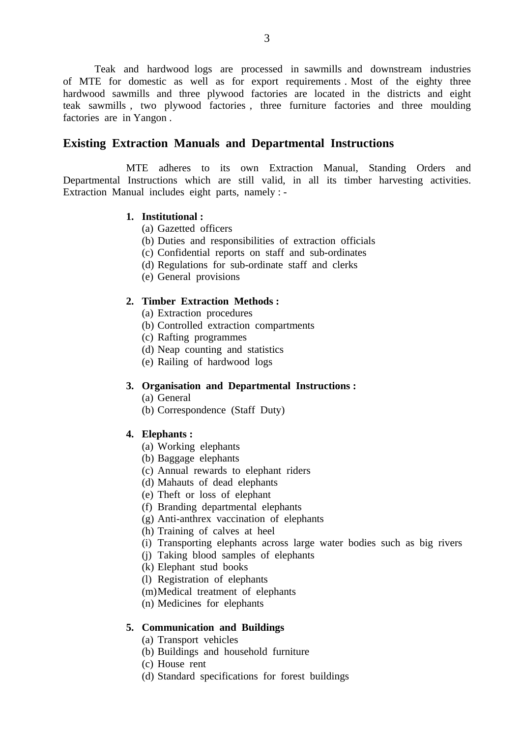Teak and hardwood logs are processed in sawmills and downstream industries of MTE for domestic as well as for export requirements . Most of the eighty three hardwood sawmills and three plywood factories are located in the districts and eight teak sawmills , two plywood factories , three furniture factories and three moulding factories are in Yangon .

## Existing Extraction Manuals and Departmental Instructions

MTE adheres to its own Extraction Manual, Standing Orders and Departmental Instructions which are still valid, in all its timber harvesting activities. Extraction Manual includes eight parts, namely : -

1. **Institutional :**
   - (a) Gazetted officers
   - (b) Duties and responsibilities of extraction officials
   - (c) Confidential reports on staff and sub-ordinates
   - (d) Regulations for sub-ordinate staff and clerks
   - (e) General provisions

2. **Timber Extraction Methods :**
   - (a) Extraction procedures
   - (b) Controlled extraction compartments
   - (c) Rafting programmes
   - (d) Neap counting and statistics
   - (e) Railing of hardwood logs

3. **Organisation and Departmental Instructions :**
   - (a) General
   - (b) Correspondence (Staff Duty)

4. **Elephants :**
   - (a) Working elephants
   - (b) Baggage elephants
   - (c) Annual rewards to elephant riders
   - (d) Mahauts of dead elephants
   - (e) Theft or loss of elephant
   - (f) Branding departmental elephants
   - (g) Anti-anthrex vaccination of elephants
   - (h) Training of calves at heel
   - (i) Transporting elephants across large water bodies such as big rivers
   - (j) Taking blood samples of elephants
   - (k) Elephant stud books
   - (l) Registration of elephants
   - (m) Medical treatment of elephants
   - (n) Medicines for elephants

5. **Communication and Buildings**
   - (a) Transport vehicles
   - (b) Buildings and household furniture
   - (c) House rent
   - (d) Standard specifications for forest buildings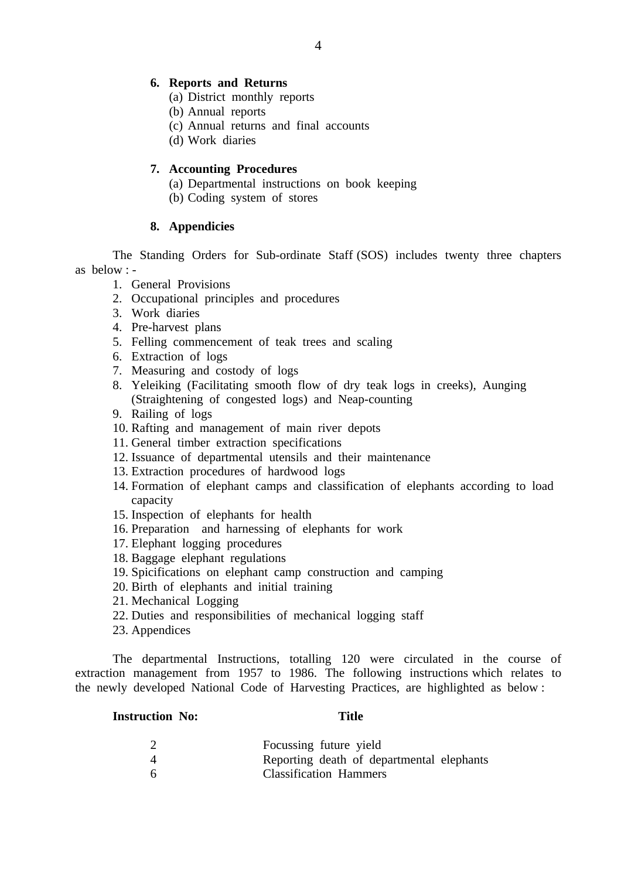6. **Reports and Returns**
    (a) District monthly reports
    (b) Annual reports
    (c) Annual returns and final accounts
    (d) Work diaries

7. **Accounting Procedures**
    (a) Departmental instructions on book keeping
    (b) Coding system of stores

8. **Appendicies**

The Standing Orders for Sub-ordinate Staff (SOS) includes twenty three chapters as below : -

1. General Provisions
2. Occupational principles and procedures
3. Work diaries
4. Pre-harvest plans
5. Felling commencement of teak trees and scaling
6. Extraction of logs
7. Measuring and costody of logs
8. Yeleiking (Facilitating smooth flow of dry teak logs in creeks), Aunging (Straightening of congested logs) and Neap-counting
9. Railing of logs
10. Rafting and management of main river depots
11. General timber extraction specifications
12. Issuance of departmental utensils and their maintenance
13. Extraction procedures of hardwood logs
14. Formation of elephant camps and classification of elephants according to load capacity
15. Inspection of elephants for health
16. Preparation and harnessing of elephants for work
17. Elephant logging procedures
18. Baggage elephant regulations
19. Spicifications on elephant camp construction and camping
20. Birth of elephants and initial training
21. Mechanical Logging
22. Duties and responsibilities of mechanical logging staff
23. Appendices

The departmental Instructions, totalling 120 were circulated in the course of extraction management from 1957 to 1986. The following instructions which relates to the newly developed National Code of Harvesting Practices, are highlighted as below :

| **Instruction No:** | **Title** |
|---|---|
| 2 | Focussing future yield |
| 4 | Reporting death of departmental elephants |
| 6 | Classification Hammers |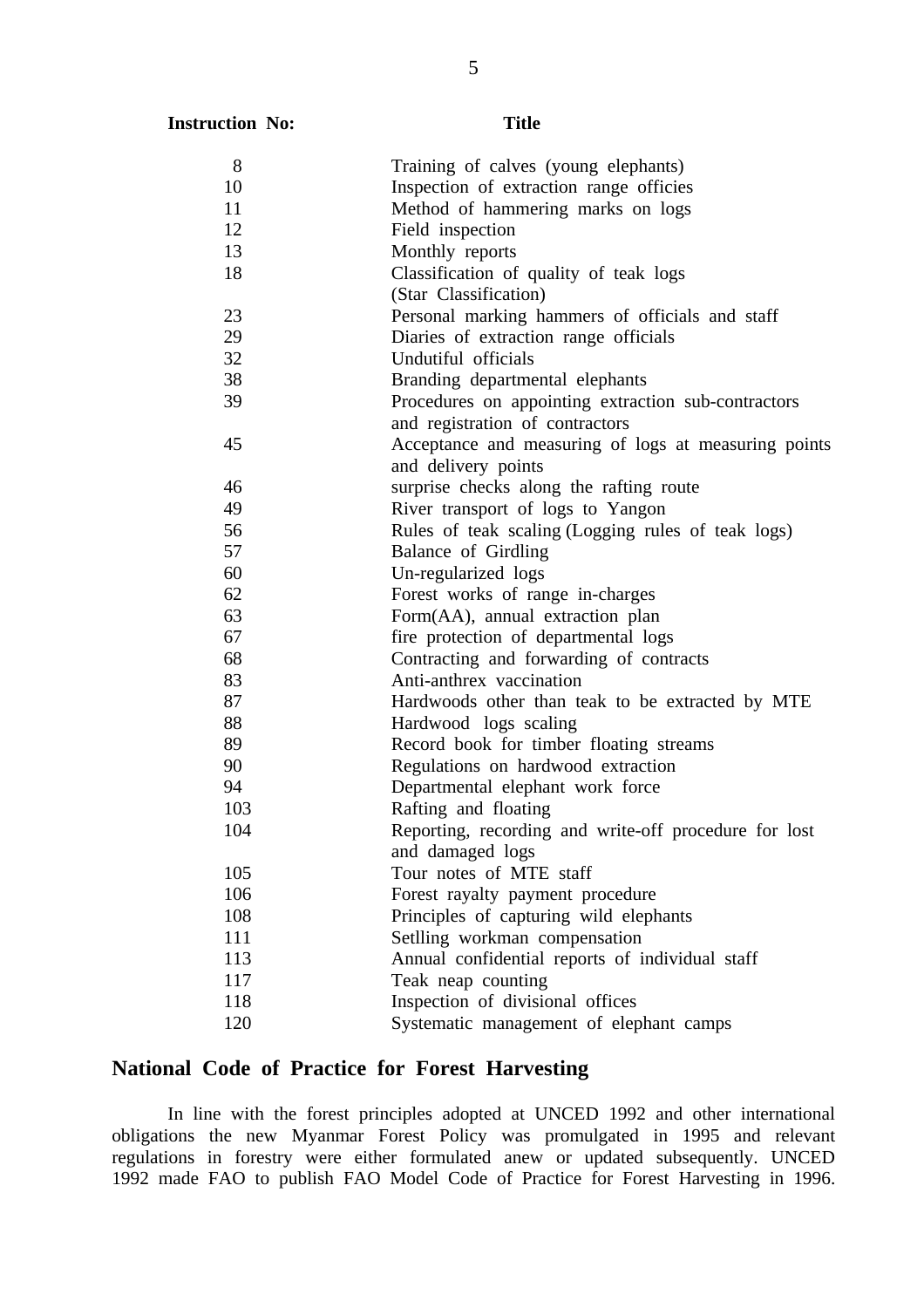| Instruction No: | Title |
|---|---|
| 8 | Training of calves (young elephants) |
| 10 | Inspection of extraction range officies |
| 11 | Method of hammering marks on logs |
| 12 | Field inspection |
| 13 | Monthly reports |
| 18 | Classification of quality of teak logs (Star Classification) |
| 23 | Personal marking hammers of officials and staff |
| 29 | Diaries of extraction range officials |
| 32 | Undutiful officials |
| 38 | Branding departmental elephants |
| 39 | Procedures on appointing extraction sub-contractors and registration of contractors |
| 45 | Acceptance and measuring of logs at measuring points and delivery points |
| 46 | surprise checks along the rafting route |
| 49 | River transport of logs to Yangon |
| 56 | Rules of teak scaling (Logging rules of teak logs) |
| 57 | Balance of Girdling |
| 60 | Un-regularized logs |
| 62 | Forest works of range in-charges |
| 63 | Form(AA), annual extraction plan |
| 67 | fire protection of departmental logs |
| 68 | Contracting and forwarding of contracts |
| 83 | Anti-anthrex vaccination |
| 87 | Hardwoods other than teak to be extracted by MTE |
| 88 | Hardwood logs scaling |
| 89 | Record book for timber floating streams |
| 90 | Regulations on hardwood extraction |
| 94 | Departmental elephant work force |
| 103 | Rafting and floating |
| 104 | Reporting, recording and write-off procedure for lost and damaged logs |
| 105 | Tour notes of MTE staff |
| 106 | Forest rayalty payment procedure |
| 108 | Principles of capturing wild elephants |
| 111 | Setlling workman compensation |
| 113 | Annual confidential reports of individual staff |
| 117 | Teak neap counting |
| 118 | Inspection of divisional offices |
| 120 | Systematic management of elephant camps |

## National Code of Practice for Forest Harvesting

In line with the forest principles adopted at UNCED 1992 and other international obligations the new Myanmar Forest Policy was promulgated in 1995 and relevant regulations in forestry were either formulated anew or updated subsequently. UNCED 1992 made FAO to publish FAO Model Code of Practice for Forest Harvesting in 1996.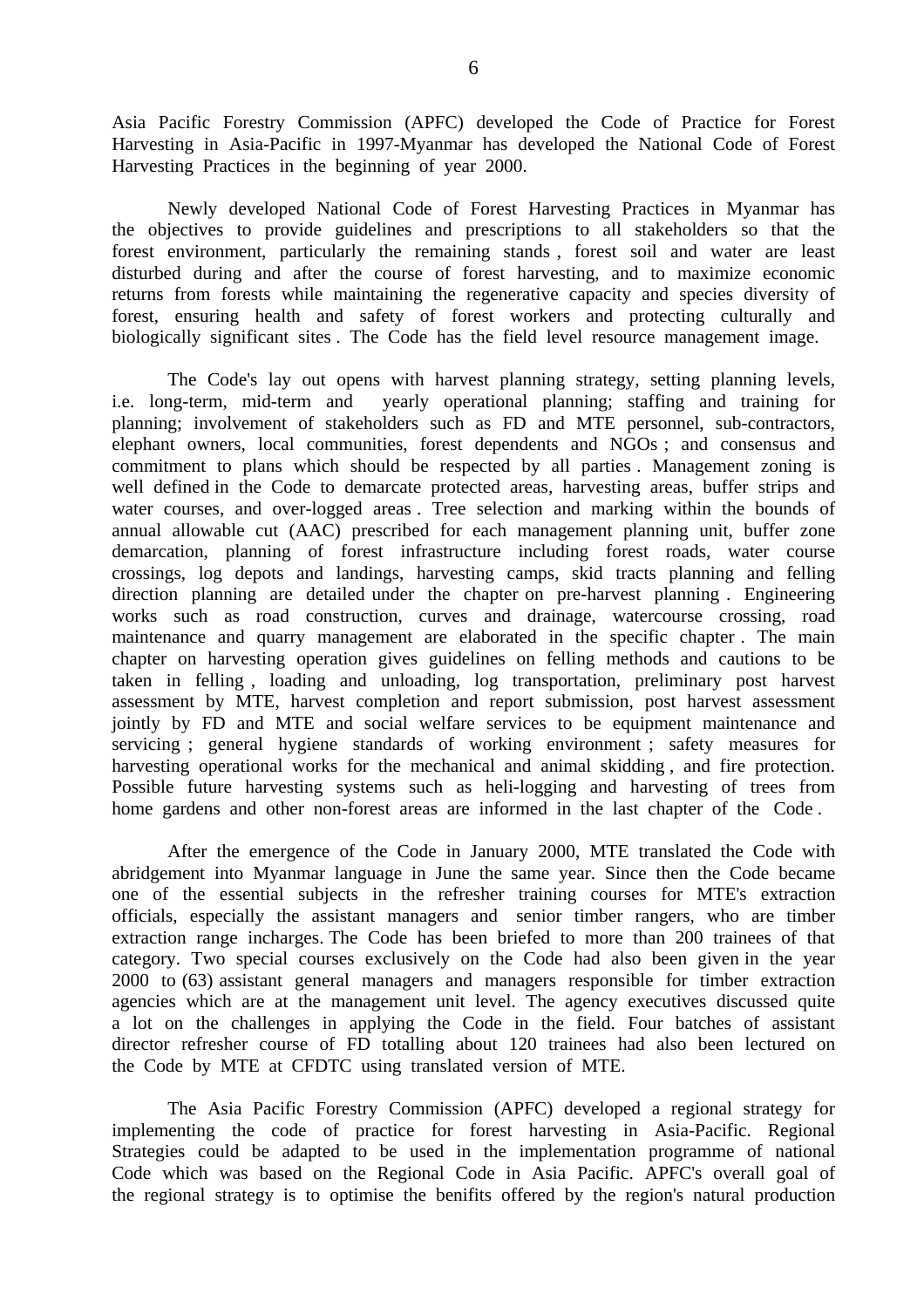Asia Pacific Forestry Commission (APFC) developed the Code of Practice for Forest Harvesting in Asia-Pacific in 1997-Myanmar has developed the National Code of Forest Harvesting Practices in the beginning of year 2000.

Newly developed National Code of Forest Harvesting Practices in Myanmar has the objectives to provide guidelines and prescriptions to all stakeholders so that the forest environment, particularly the remaining stands , forest soil and water are least disturbed during and after the course of forest harvesting, and to maximize economic returns from forests while maintaining the regenerative capacity and species diversity of forest, ensuring health and safety of forest workers and protecting culturally and biologically significant sites . The Code has the field level resource management image.

The Code's lay out opens with harvest planning strategy, setting planning levels, i.e. long-term, mid-term and yearly operational planning; staffing and training for planning; involvement of stakeholders such as FD and MTE personnel, sub-contractors, elephant owners, local communities, forest dependents and NGOs ; and consensus and commitment to plans which should be respected by all parties . Management zoning is well defined in the Code to demarcate protected areas, harvesting areas, buffer strips and water courses, and over-logged areas . Tree selection and marking within the bounds of annual allowable cut (AAC) prescribed for each management planning unit, buffer zone demarcation, planning of forest infrastructure including forest roads, water course crossings, log depots and landings, harvesting camps, skid tracts planning and felling direction planning are detailed under the chapter on pre-harvest planning . Engineering works such as road construction, curves and drainage, watercourse crossing, road maintenance and quarry management are elaborated in the specific chapter . The main chapter on harvesting operation gives guidelines on felling methods and cautions to be taken in felling , loading and unloading, log transportation, preliminary post harvest assessment by MTE, harvest completion and report submission, post harvest assessment jointly by FD and MTE and social welfare services to be equipment maintenance and servicing ; general hygiene standards of working environment ; safety measures for harvesting operational works for the mechanical and animal skidding , and fire protection. Possible future harvesting systems such as heli-logging and harvesting of trees from home gardens and other non-forest areas are informed in the last chapter of the Code .

After the emergence of the Code in January 2000, MTE translated the Code with abridgement into Myanmar language in June the same year. Since then the Code became one of the essential subjects in the refresher training courses for MTE's extraction officials, especially the assistant managers and senior timber rangers, who are timber extraction range incharges. The Code has been briefed to more than 200 trainees of that category. Two special courses exclusively on the Code had also been given in the year 2000 to (63) assistant general managers and managers responsible for timber extraction agencies which are at the management unit level. The agency executives discussed quite a lot on the challenges in applying the Code in the field. Four batches of assistant director refresher course of FD totalling about 120 trainees had also been lectured on the Code by MTE at CFDTC using translated version of MTE.

The Asia Pacific Forestry Commission (APFC) developed a regional strategy for implementing the code of practice for forest harvesting in Asia-Pacific. Regional Strategies could be adapted to be used in the implementation programme of national Code which was based on the Regional Code in Asia Pacific. APFC's overall goal of the regional strategy is to optimise the benifits offered by the region's natural production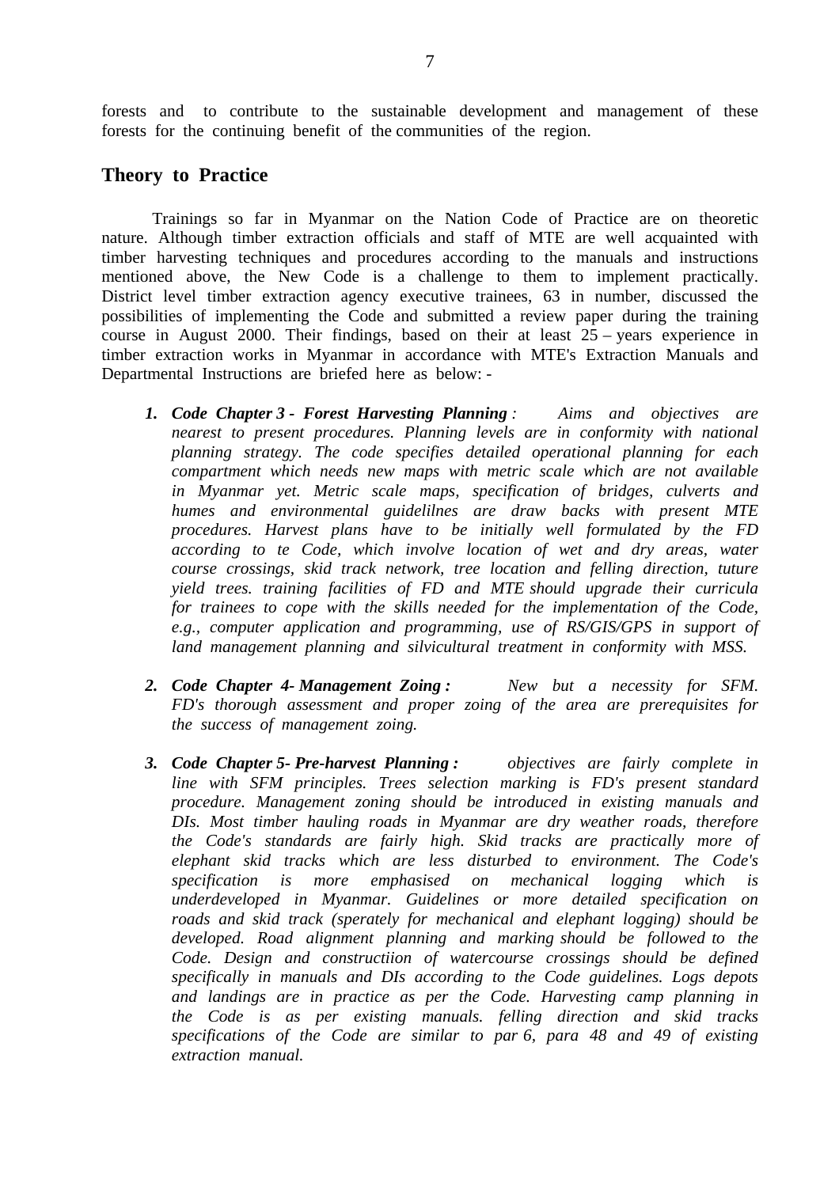forests and to contribute to the sustainable development and management of these forests for the continuing benefit of the communities of the region.

## Theory to Practice

Trainings so far in Myanmar on the Nation Code of Practice are on theoretic nature. Although timber extraction officials and staff of MTE are well acquainted with timber harvesting techniques and procedures according to the manuals and instructions mentioned above, the New Code is a challenge to them to implement practically. District level timber extraction agency executive trainees, 63 in number, discussed the possibilities of implementing the Code and submitted a review paper during the training course in August 2000. Their findings, based on their at least 25 – years experience in timber extraction works in Myanmar in accordance with MTE's Extraction Manuals and Departmental Instructions are briefed here as below: -

1. ***Code Chapter 3 - Forest Harvesting Planning*** *: Aims and objectives are nearest to present procedures. Planning levels are in conformity with national planning strategy. The code specifies detailed operational planning for each compartment which needs new maps with metric scale which are not available in Myanmar yet. Metric scale maps, specification of bridges, culverts and humes and environmental guidelilnes are draw backs with present MTE procedures. Harvest plans have to be initially well formulated by the FD according to te Code, which involve location of wet and dry areas, water course crossings, skid track network, tree location and felling direction, tuture yield trees. training facilities of FD and MTE should upgrade their curricula for trainees to cope with the skills needed for the implementation of the Code, e.g., computer application and programming, use of RS/GIS/GPS in support of land management planning and silvicultural treatment in conformity with MSS.*

2. ***Code Chapter 4- Management Zoing :*** *New but a necessity for SFM. FD's thorough assessment and proper zoing of the area are prerequisites for the success of management zoing.*

3. ***Code Chapter 5- Pre-harvest Planning :*** *objectives are fairly complete in line with SFM principles. Trees selection marking is FD's present standard procedure. Management zoning should be introduced in existing manuals and DIs. Most timber hauling roads in Myanmar are dry weather roads, therefore the Code's standards are fairly high. Skid tracks are practically more of elephant skid tracks which are less disturbed to environment. The Code's specification is more emphasised on mechanical logging which is underdeveloped in Myanmar. Guidelines or more detailed specification on roads and skid track (sperately for mechanical and elephant logging) should be developed. Road alignment planning and marking should be followed to the Code. Design and constructiion of watercourse crossings should be defined specifically in manuals and DIs according to the Code guidelines. Logs depots and landings are in practice as per the Code. Harvesting camp planning in the Code is as per existing manuals. felling direction and skid tracks specifications of the Code are similar to par 6, para 48 and 49 of existing extraction manual.*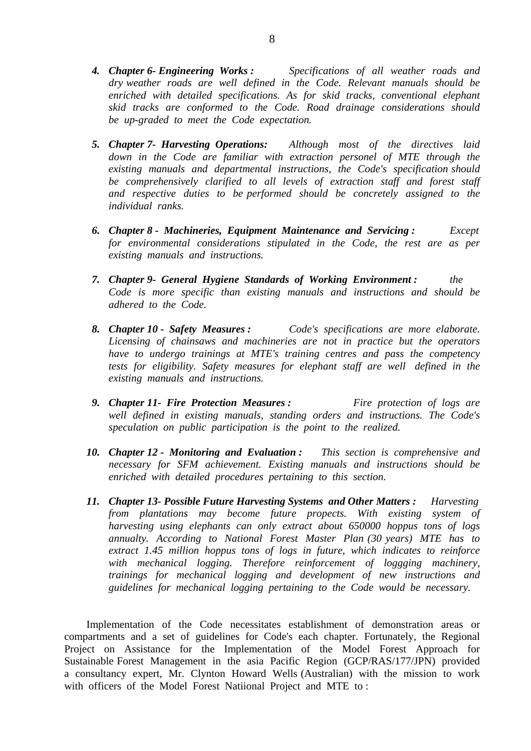4. ***Chapter 6- Engineering Works :*** *Specifications of all weather roads and dry weather roads are well defined in the Code. Relevant manuals should be enriched with detailed specifications. As for skid tracks, conventional elephant skid tracks are conformed to the Code. Road drainage considerations should be up-graded to meet the Code expectation.*

5. ***Chapter 7- Harvesting Operations:*** *Although most of the directives laid down in the Code are familiar with extraction personel of MTE through the existing manuals and departmental instructions, the Code's specification should be comprehensively clarified to all levels of extraction staff and forest staff and respective duties to be performed should be concretely assigned to the individual ranks.*

6. ***Chapter 8 - Machineries, Equipment Maintenance and Servicing :*** *Except for environmental considerations stipulated in the Code, the rest are as per existing manuals and instructions.*

7. ***Chapter 9- General Hygiene Standards of Working Environment :*** *the Code is more specific than existing manuals and instructions and should be adhered to the Code.*

8. ***Chapter 10 - Safety Measures :*** *Code's specifications are more elaborate. Licensing of chainsaws and machineries are not in practice but the operators have to undergo trainings at MTE's training centres and pass the competency tests for eligibility. Safety measures for elephant staff are well defined in the existing manuals and instructions.*

9. ***Chapter 11- Fire Protection Measures :*** *Fire protection of logs are well defined in existing manuals, standing orders and instructions. The Code's speculation on public participation is the point to the realized.*

10. ***Chapter 12 - Monitoring and Evaluation :*** *This section is comprehensive and necessary for SFM achievement. Existing manuals and instructions should be enriched with detailed procedures pertaining to this section.*

11. ***Chapter 13- Possible Future Harvesting Systems and Other Matters :*** *Harvesting from plantations may become future propects. With existing system of harvesting using elephants can only extract about 650000 hoppus tons of logs annualty. According to National Forest Master Plan (30 years) MTE has to extract 1.45 million hoppus tons of logs in future, which indicates to reinforce with mechanical logging. Therefore reinforcement of loggging machinery, trainings for mechanical logging and development of new instructions and guidelines for mechanical logging pertaining to the Code would be necessary.*

Implementation of the Code necessitates establishment of demonstration areas or compartments and a set of guidelines for Code's each chapter. Fortunately, the Regional Project on Assistance for the Implementation of the Model Forest Approach for Sustainable Forest Management in the asia Pacific Region (GCP/RAS/177/JPN) provided a consultancy expert, Mr. Clynton Howard Wells (Australian) with the mission to work with officers of the Model Forest Natiional Project and MTE to :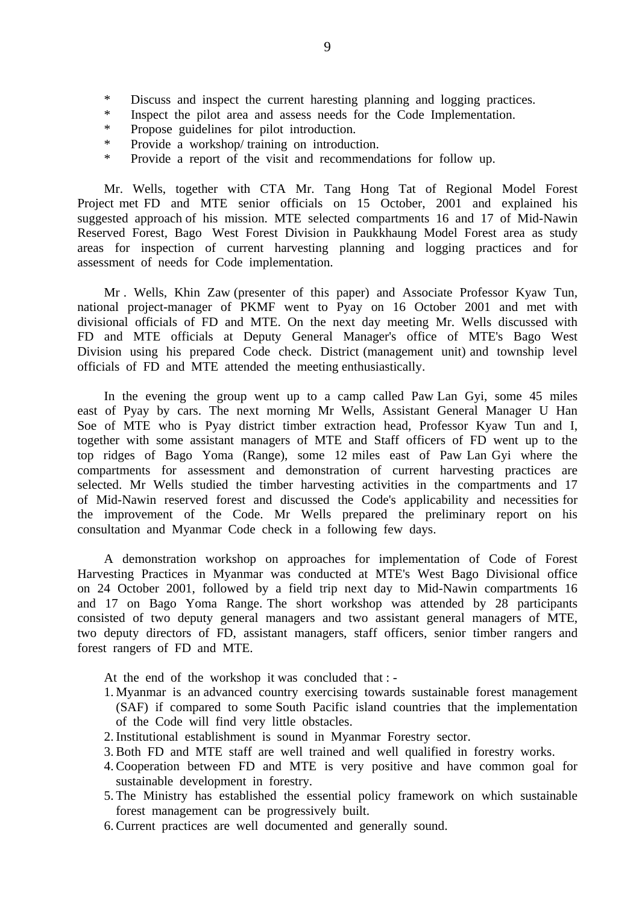* Discuss and inspect the current haresting planning and logging practices.
* Inspect the pilot area and assess needs for the Code Implementation.
* Propose guidelines for pilot introduction.
* Provide a workshop/ training on introduction.
* Provide a report of the visit and recommendations for follow up.

Mr. Wells, together with CTA Mr. Tang Hong Tat of Regional Model Forest Project met FD and MTE senior officials on 15 October, 2001 and explained his suggested approach of his mission. MTE selected compartments 16 and 17 of Mid-Nawin Reserved Forest, Bago West Forest Division in Paukkhaung Model Forest area as study areas for inspection of current harvesting planning and logging practices and for assessment of needs for Code implementation.

Mr . Wells, Khin Zaw (presenter of this paper) and Associate Professor Kyaw Tun, national project-manager of PKMF went to Pyay on 16 October 2001 and met with divisional officials of FD and MTE. On the next day meeting Mr. Wells discussed with FD and MTE officials at Deputy General Manager's office of MTE's Bago West Division using his prepared Code check. District (management unit) and township level officials of FD and MTE attended the meeting enthusiastically.

In the evening the group went up to a camp called Paw Lan Gyi, some 45 miles east of Pyay by cars. The next morning Mr Wells, Assistant General Manager U Han Soe of MTE who is Pyay district timber extraction head, Professor Kyaw Tun and I, together with some assistant managers of MTE and Staff officers of FD went up to the top ridges of Bago Yoma (Range), some 12 miles east of Paw Lan Gyi where the compartments for assessment and demonstration of current harvesting practices are selected. Mr Wells studied the timber harvesting activities in the compartments and 17 of Mid-Nawin reserved forest and discussed the Code's applicability and necessities for the improvement of the Code. Mr Wells prepared the preliminary report on his consultation and Myanmar Code check in a following few days.

A demonstration workshop on approaches for implementation of Code of Forest Harvesting Practices in Myanmar was conducted at MTE's West Bago Divisional office on 24 October 2001, followed by a field trip next day to Mid-Nawin compartments 16 and 17 on Bago Yoma Range. The short workshop was attended by 28 participants consisted of two deputy general managers and two assistant general managers of MTE, two deputy directors of FD, assistant managers, staff officers, senior timber rangers and forest rangers of FD and MTE.

At the end of the workshop it was concluded that : -

1. Myanmar is an advanced country exercising towards sustainable forest management (SAF) if compared to some South Pacific island countries that the implementation of the Code will find very little obstacles.
2. Institutional establishment is sound in Myanmar Forestry sector.
3. Both FD and MTE staff are well trained and well qualified in forestry works.
4. Cooperation between FD and MTE is very positive and have common goal for sustainable development in forestry.
5. The Ministry has established the essential policy framework on which sustainable forest management can be progressively built.
6. Current practices are well documented and generally sound.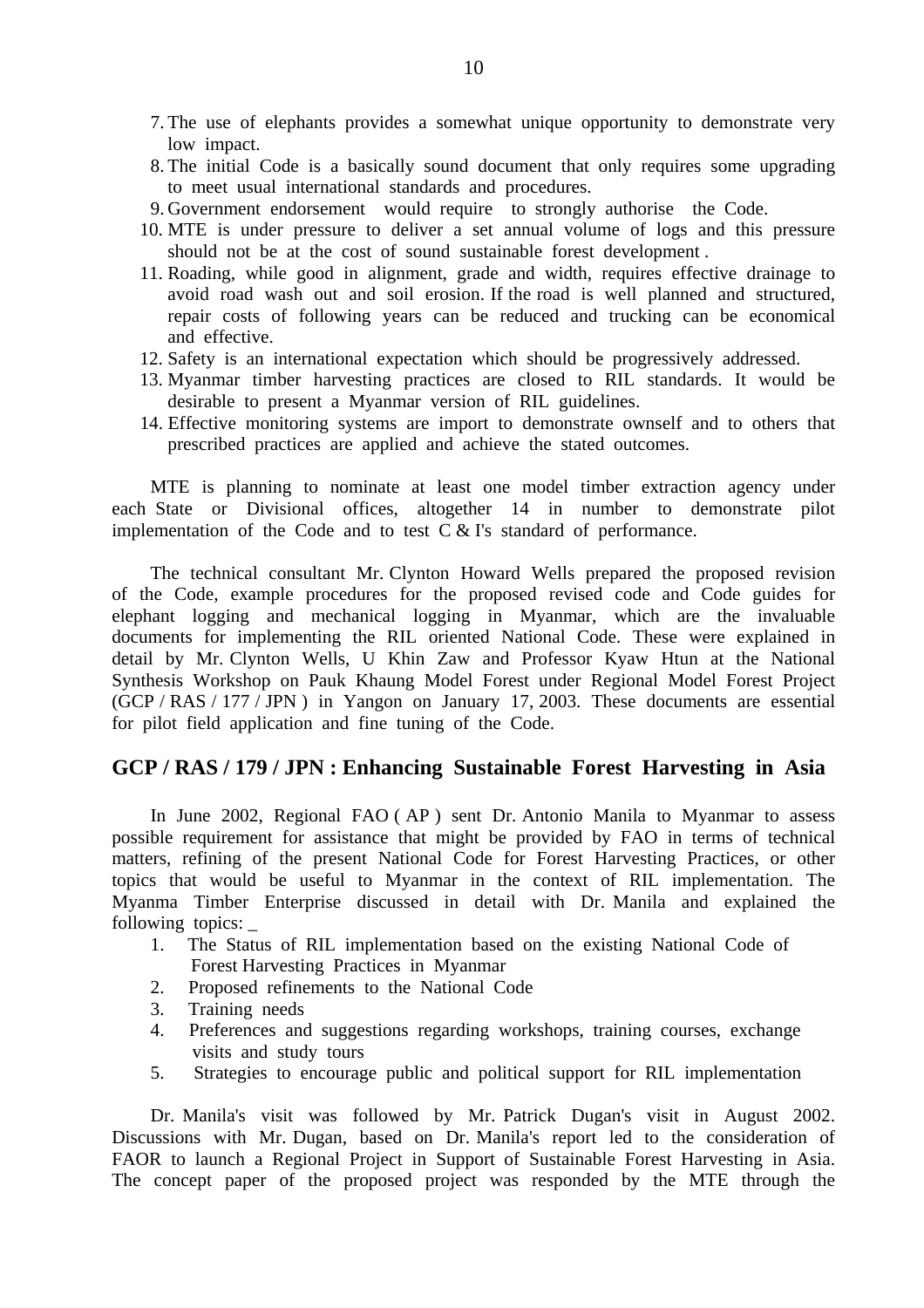7. The use of elephants provides a somewhat unique opportunity to demonstrate very low impact.
8. The initial Code is a basically sound document that only requires some upgrading to meet usual international standards and procedures.
9. Government endorsement would require to strongly authorise the Code.
10. MTE is under pressure to deliver a set annual volume of logs and this pressure should not be at the cost of sound sustainable forest development .
11. Roading, while good in alignment, grade and width, requires effective drainage to avoid road wash out and soil erosion. If the road is well planned and structured, repair costs of following years can be reduced and trucking can be economical and effective.
12. Safety is an international expectation which should be progressively addressed.
13. Myanmar timber harvesting practices are closed to RIL standards. It would be desirable to present a Myanmar version of RIL guidelines.
14. Effective monitoring systems are import to demonstrate ownself and to others that prescribed practices are applied and achieve the stated outcomes.

MTE is planning to nominate at least one model timber extraction agency under each State or Divisional offices, altogether 14 in number to demonstrate pilot implementation of the Code and to test C & I's standard of performance.

The technical consultant Mr. Clynton Howard Wells prepared the proposed revision of the Code, example procedures for the proposed revised code and Code guides for elephant logging and mechanical logging in Myanmar, which are the invaluable documents for implementing the RIL oriented National Code. These were explained in detail by Mr. Clynton Wells, U Khin Zaw and Professor Kyaw Htun at the National Synthesis Workshop on Pauk Khaung Model Forest under Regional Model Forest Project (GCP / RAS / 177 / JPN ) in Yangon on January 17, 2003. These documents are essential for pilot field application and fine tuning of the Code.

## GCP / RAS / 179 / JPN : Enhancing Sustainable Forest Harvesting in Asia

In June 2002, Regional FAO ( AP ) sent Dr. Antonio Manila to Myanmar to assess possible requirement for assistance that might be provided by FAO in terms of technical matters, refining of the present National Code for Forest Harvesting Practices, or other topics that would be useful to Myanmar in the context of RIL implementation. The Myanma Timber Enterprise discussed in detail with Dr. Manila and explained the following topics: _

1. The Status of RIL implementation based on the existing National Code of Forest Harvesting Practices in Myanmar
2. Proposed refinements to the National Code
3. Training needs
4. Preferences and suggestions regarding workshops, training courses, exchange visits and study tours
5. Strategies to encourage public and political support for RIL implementation

Dr. Manila's visit was followed by Mr. Patrick Dugan's visit in August 2002. Discussions with Mr. Dugan, based on Dr. Manila's report led to the consideration of FAOR to launch a Regional Project in Support of Sustainable Forest Harvesting in Asia. The concept paper of the proposed project was responded by the MTE through the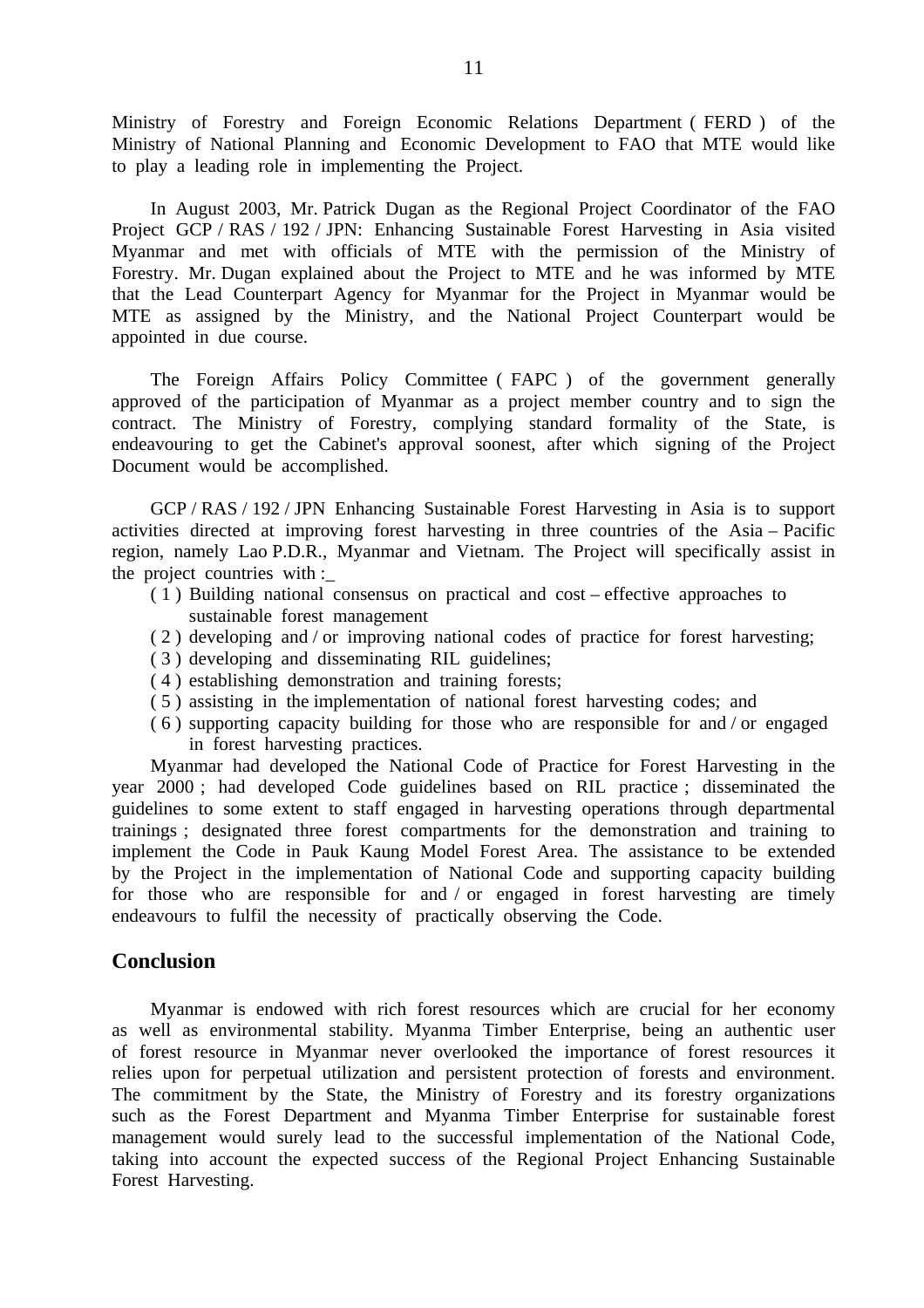Ministry of Forestry and Foreign Economic Relations Department ( FERD ) of the Ministry of National Planning and Economic Development to FAO that MTE would like to play a leading role in implementing the Project.

In August 2003, Mr. Patrick Dugan as the Regional Project Coordinator of the FAO Project GCP / RAS / 192 / JPN: Enhancing Sustainable Forest Harvesting in Asia visited Myanmar and met with officials of MTE with the permission of the Ministry of Forestry. Mr. Dugan explained about the Project to MTE and he was informed by MTE that the Lead Counterpart Agency for Myanmar for the Project in Myanmar would be MTE as assigned by the Ministry, and the National Project Counterpart would be appointed in due course.

The Foreign Affairs Policy Committee ( FAPC ) of the government generally approved of the participation of Myanmar as a project member country and to sign the contract. The Ministry of Forestry, complying standard formality of the State, is endeavouring to get the Cabinet's approval soonest, after which signing of the Project Document would be accomplished.

GCP / RAS / 192 / JPN Enhancing Sustainable Forest Harvesting in Asia is to support activities directed at improving forest harvesting in three countries of the Asia – Pacific region, namely Lao P.D.R., Myanmar and Vietnam. The Project will specifically assist in the project countries with :_

( 1 ) Building national consensus on practical and cost – effective approaches to sustainable forest management
( 2 ) developing and / or improving national codes of practice for forest harvesting;
( 3 ) developing and disseminating RIL guidelines;
( 4 ) establishing demonstration and training forests;
( 5 ) assisting in the implementation of national forest harvesting codes; and
( 6 ) supporting capacity building for those who are responsible for and / or engaged in forest harvesting practices.

Myanmar had developed the National Code of Practice for Forest Harvesting in the year 2000 ; had developed Code guidelines based on RIL practice ; disseminated the guidelines to some extent to staff engaged in harvesting operations through departmental trainings ; designated three forest compartments for the demonstration and training to implement the Code in Pauk Kaung Model Forest Area. The assistance to be extended by the Project in the implementation of National Code and supporting capacity building for those who are responsible for and / or engaged in forest harvesting are timely endeavours to fulfil the necessity of practically observing the Code.

## Conclusion

Myanmar is endowed with rich forest resources which are crucial for her economy as well as environmental stability. Myanma Timber Enterprise, being an authentic user of forest resource in Myanmar never overlooked the importance of forest resources it relies upon for perpetual utilization and persistent protection of forests and environment. The commitment by the State, the Ministry of Forestry and its forestry organizations such as the Forest Department and Myanma Timber Enterprise for sustainable forest management would surely lead to the successful implementation of the National Code, taking into account the expected success of the Regional Project Enhancing Sustainable Forest Harvesting.